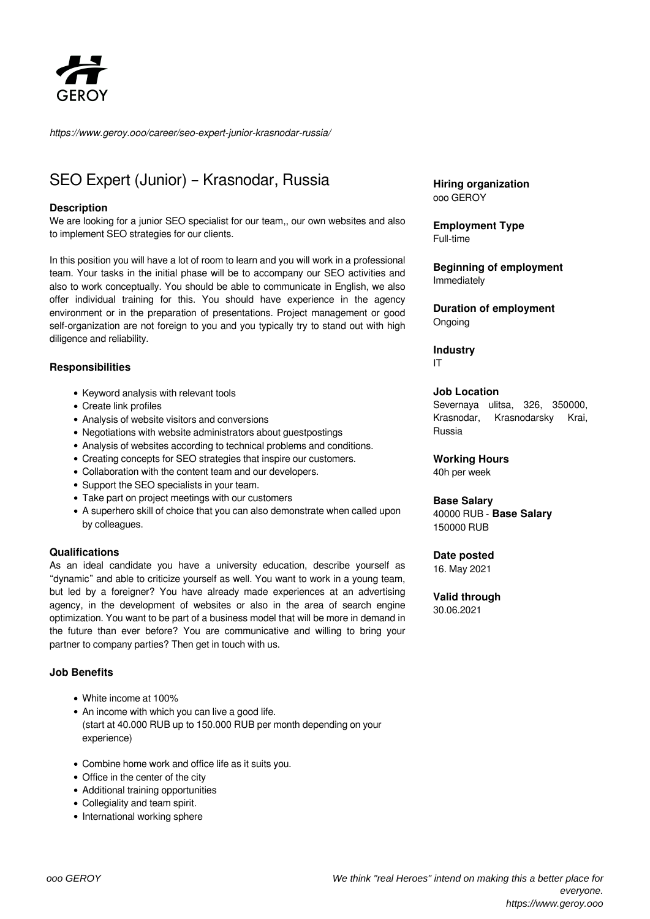GEROY

*https://www.geroy.ooo/career/seo-expert-junior-krasnodar-russia/*

# SEO Expert (Junior) – Krasnodar, Russia

### Description

We are looking for a junior SEO specialist for our team,, our own websites and also to implement SEO strategies for our clients.

In this position you will have a lot of room to learn and you will work in a professional team. Your tasks in the initial phase will be to accompany our SEO activities and also to work conceptually. You should be able to communicate in English, we also offer individual training for this. You should have experience in the agency environment or in the preparation of presentations. Project management or good self-organization are not foreign to you and you typically try to stand out with high diligence and reliability.

### Responsibilities

- Keyword analysis with relevant tools
- Create link profiles
- Analysis of website visitors and conversions
- Negotiations with website administrators about guestpostings
- Analysis of websites according to technical problems and conditions.
- Creating concepts for SEO strategies that inspire our customers.
- Collaboration with the content team and our developers.
- Support the SEO specialists in your team.
- Take part on project meetings with our customers
- A superhero skill of choice that you can also demonstrate when called upon by colleagues.

### Qualifications

As an ideal candidate you have a university education, describe yourself as "dynamic" and able to criticize yourself as well. You want to work in a young team, but led by a foreigner? You have already made experiences at an advertising agency, in the development of websites or also in the area of search engine optimization. You want to be part of a business model that will be more in demand in the future than ever before? You are communicative and willing to bring your partner to company parties? Then get in touch with us.

### Job Benefits

- White income at 100%
- An income with which you can live a good life. (start at 40.000 RUB up to 150.000 RUB per month depending on your experience)
- Combine home work and office life as it suits you.
- Office in the center of the city
- Additional training opportunities
- Collegiality and team spirit.
- International working sphere

**Hiring organization**
ooo GEROY

**Employment Type**
Full-time

**Beginning of employment**
Immediately

**Duration of employment**
Ongoing

**Industry**
IT

**Job Location**
Severnaya ulitsa, 326, 350000, Krasnodar, Krasnodarsky Krai, Russia

**Working Hours**
40h per week

**Base Salary**
40000 RUB - **Base Salary** 150000 RUB

**Date posted**
16. May 2021

**Valid through**
30.06.2021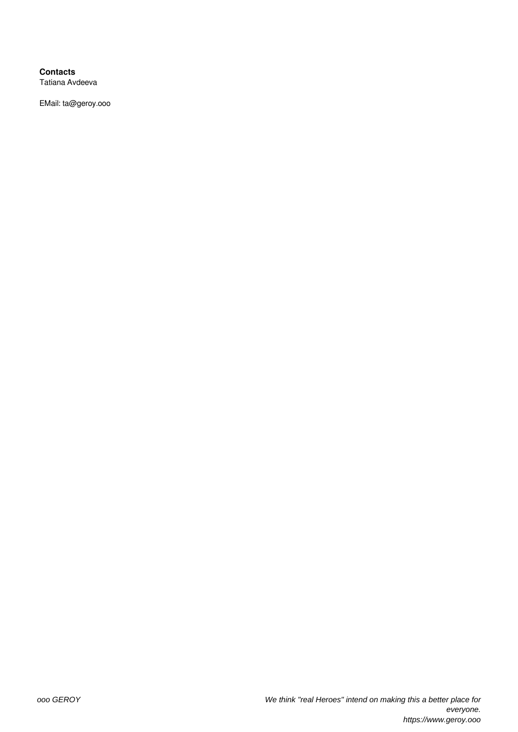**Contacts**
Tatiana Avdeeva

EMail: ta@geroy.ooo